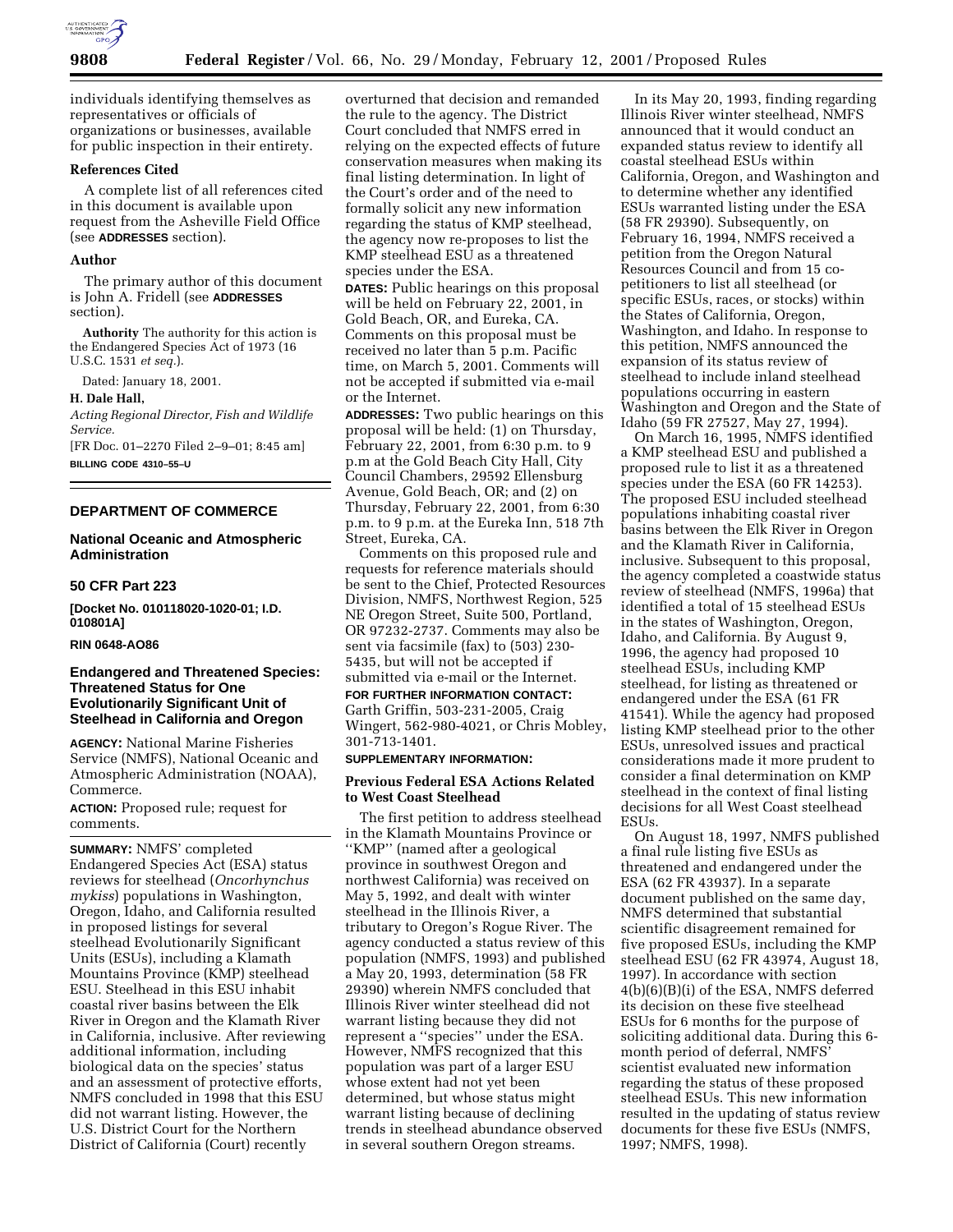individuals identifying themselves as representatives or officials of organizations or businesses, available for public inspection in their entirety.

**References Cited**

A complete list of all references cited in this document is available upon request from the Asheville Field Office (see **ADDRESSES** section).

**Author**

The primary author of this document is John A. Fridell (see **ADDRESSES** section).

**Authority** The authority for this action is the Endangered Species Act of 1973 (16 U.S.C. 1531 *et seq.*).

Dated: January 18, 2001.

**H. Dale Hall,**

*Acting Regional Director, Fish and Wildlife Service.*

[FR Doc. 01–2270 Filed 2–9–01; 8:45 am]

**BILLING CODE 4310–55–U**

---

## DEPARTMENT OF COMMERCE

### National Oceanic and Atmospheric Administration

### 50 CFR Part 223

**[Docket No. 010118020-1020-01; I.D. 010801A]**

**RIN 0648-AO86**

### Endangered and Threatened Species: Threatened Status for One Evolutionarily Significant Unit of Steelhead in California and Oregon

**AGENCY:** National Marine Fisheries Service (NMFS), National Oceanic and Atmospheric Administration (NOAA), Commerce.

**ACTION:** Proposed rule; request for comments.

**SUMMARY:** NMFS' completed Endangered Species Act (ESA) status reviews for steelhead (*Oncorhynchus mykiss*) populations in Washington, Oregon, Idaho, and California resulted in proposed listings for several steelhead Evolutionarily Significant Units (ESUs), including a Klamath Mountains Province (KMP) steelhead ESU. Steelhead in this ESU inhabit coastal river basins between the Elk River in Oregon and the Klamath River in California, inclusive. After reviewing additional information, including biological data on the species' status and an assessment of protective efforts, NMFS concluded in 1998 that this ESU did not warrant listing. However, the U.S. District Court for the Northern District of California (Court) recently overturned that decision and remanded the rule to the agency. The District Court concluded that NMFS erred in relying on the expected effects of future conservation measures when making its final listing determination. In light of the Court's order and of the need to formally solicit any new information regarding the status of KMP steelhead, the agency now re-proposes to list the KMP steelhead ESU as a threatened species under the ESA.

**DATES:** Public hearings on this proposal will be held on February 22, 2001, in Gold Beach, OR, and Eureka, CA. Comments on this proposal must be received no later than 5 p.m. Pacific time, on March 5, 2001. Comments will not be accepted if submitted via e-mail or the Internet.

**ADDRESSES:** Two public hearings on this proposal will be held: (1) on Thursday, February 22, 2001, from 6:30 p.m. to 9 p.m at the Gold Beach City Hall, City Council Chambers, 29592 Ellensburg Avenue, Gold Beach, OR; and (2) on Thursday, February 22, 2001, from 6:30 p.m. to 9 p.m. at the Eureka Inn, 518 7th Street, Eureka, CA.

Comments on this proposed rule and requests for reference materials should be sent to the Chief, Protected Resources Division, NMFS, Northwest Region, 525 NE Oregon Street, Suite 500, Portland, OR 97232-2737. Comments may also be sent via facsimile (fax) to (503) 230-5435, but will not be accepted if submitted via e-mail or the Internet.

**FOR FURTHER INFORMATION CONTACT:** Garth Griffin, 503-231-2005, Craig Wingert, 562-980-4021, or Chris Mobley, 301-713-1401.

**SUPPLEMENTARY INFORMATION:**

**Previous Federal ESA Actions Related to West Coast Steelhead**

The first petition to address steelhead in the Klamath Mountains Province or ''KMP'' (named after a geological province in southwest Oregon and northwest California) was received on May 5, 1992, and dealt with winter steelhead in the Illinois River, a tributary to Oregon's Rogue River. The agency conducted a status review of this population (NMFS, 1993) and published a May 20, 1993, determination (58 FR 29390) wherein NMFS concluded that Illinois River winter steelhead did not warrant listing because they did not represent a ''species'' under the ESA. However, NMFS recognized that this population was part of a larger ESU whose extent had not yet been determined, but whose status might warrant listing because of declining trends in steelhead abundance observed in several southern Oregon streams.

In its May 20, 1993, finding regarding Illinois River winter steelhead, NMFS announced that it would conduct an expanded status review to identify all coastal steelhead ESUs within California, Oregon, and Washington and to determine whether any identified ESUs warranted listing under the ESA (58 FR 29390). Subsequently, on February 16, 1994, NMFS received a petition from the Oregon Natural Resources Council and from 15 co-petitioners to list all steelhead (or specific ESUs, races, or stocks) within the States of California, Oregon, Washington, and Idaho. In response to this petition, NMFS announced the expansion of its status review of steelhead to include inland steelhead populations occurring in eastern Washington and Oregon and the State of Idaho (59 FR 27527, May 27, 1994).

On March 16, 1995, NMFS identified a KMP steelhead ESU and published a proposed rule to list it as a threatened species under the ESA (60 FR 14253). The proposed ESU included steelhead populations inhabiting coastal river basins between the Elk River in Oregon and the Klamath River in California, inclusive. Subsequent to this proposal, the agency completed a coastwide status review of steelhead (NMFS, 1996a) that identified a total of 15 steelhead ESUs in the states of Washington, Oregon, Idaho, and California. By August 9, 1996, the agency had proposed 10 steelhead ESUs, including KMP steelhead, for listing as threatened or endangered under the ESA (61 FR 41541). While the agency had proposed listing KMP steelhead prior to the other ESUs, unresolved issues and practical considerations made it more prudent to consider a final determination on KMP steelhead in the context of final listing decisions for all West Coast steelhead ESUs.

On August 18, 1997, NMFS published a final rule listing five ESUs as threatened and endangered under the ESA (62 FR 43937). In a separate document published on the same day, NMFS determined that substantial scientific disagreement remained for five proposed ESUs, including the KMP steelhead ESU (62 FR 43974, August 18, 1997). In accordance with section 4(b)(6)(B)(i) of the ESA, NMFS deferred its decision on these five steelhead ESUs for 6 months for the purpose of soliciting additional data. During this 6-month period of deferral, NMFS' scientist evaluated new information regarding the status of these proposed steelhead ESUs. This new information resulted in the updating of status review documents for these five ESUs (NMFS, 1997; NMFS, 1998).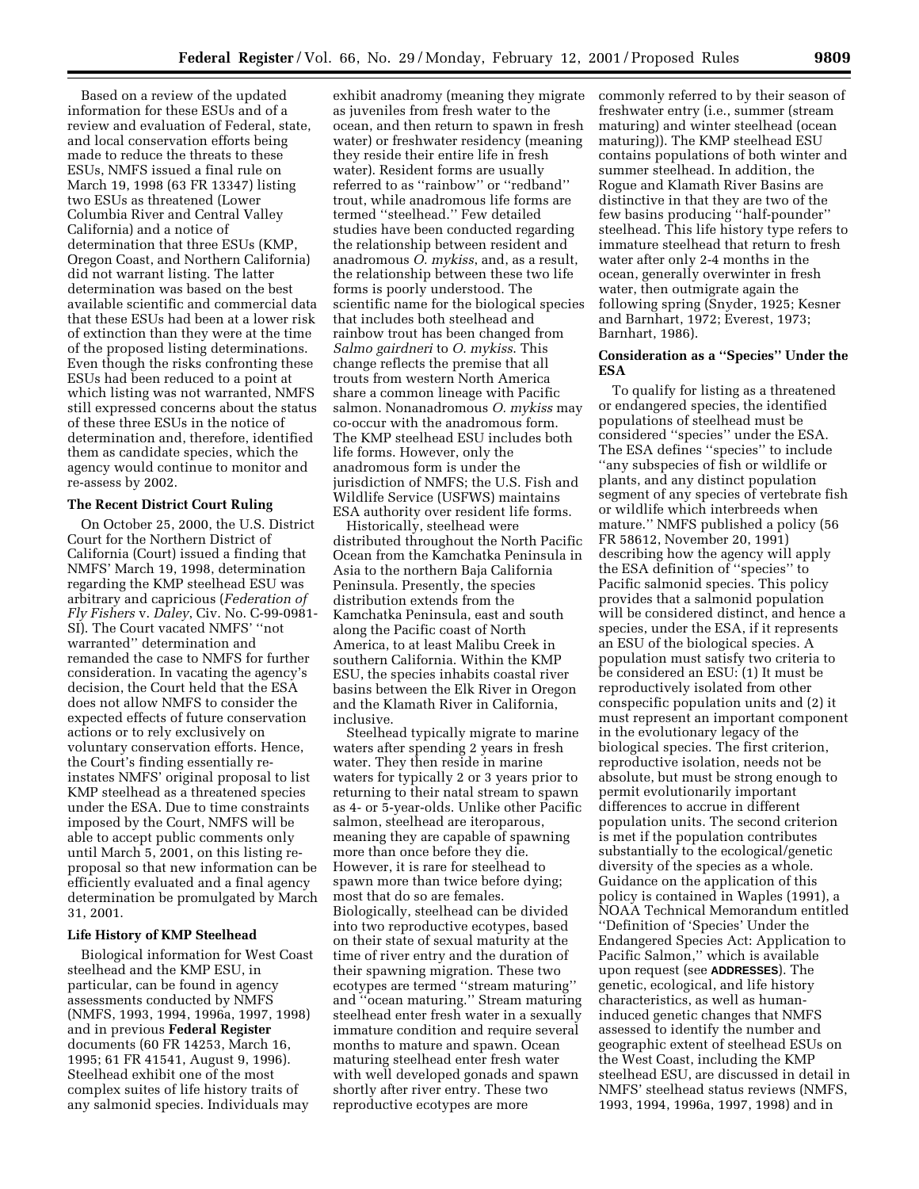Based on a review of the updated information for these ESUs and of a review and evaluation of Federal, state, and local conservation efforts being made to reduce the threats to these ESUs, NMFS issued a final rule on March 19, 1998 (63 FR 13347) listing two ESUs as threatened (Lower Columbia River and Central Valley California) and a notice of determination that three ESUs (KMP, Oregon Coast, and Northern California) did not warrant listing. The latter determination was based on the best available scientific and commercial data that these ESUs had been at a lower risk of extinction than they were at the time of the proposed listing determinations. Even though the risks confronting these ESUs had been reduced to a point at which listing was not warranted, NMFS still expressed concerns about the status of these three ESUs in the notice of determination and, therefore, identified them as candidate species, which the agency would continue to monitor and re-assess by 2002.

**The Recent District Court Ruling**

On October 25, 2000, the U.S. District Court for the Northern District of California (Court) issued a finding that NMFS' March 19, 1998, determination regarding the KMP steelhead ESU was arbitrary and capricious (*Federation of Fly Fishers* v. *Daley*, Civ. No. C-99-0981-SI). The Court vacated NMFS' "not warranted" determination and remanded the case to NMFS for further consideration. In vacating the agency's decision, the Court held that the ESA does not allow NMFS to consider the expected effects of future conservation actions or to rely exclusively on voluntary conservation efforts. Hence, the Court's finding essentially re-instates NMFS' original proposal to list KMP steelhead as a threatened species under the ESA. Due to time constraints imposed by the Court, NMFS will be able to accept public comments only until March 5, 2001, on this listing re-proposal so that new information can be efficiently evaluated and a final agency determination be promulgated by March 31, 2001.

**Life History of KMP Steelhead**

Biological information for West Coast steelhead and the KMP ESU, in particular, can be found in agency assessments conducted by NMFS (NMFS, 1993, 1994, 1996a, 1997, 1998) and in previous **Federal Register** documents (60 FR 14253, March 16, 1995; 61 FR 41541, August 9, 1996). Steelhead exhibit one of the most complex suites of life history traits of any salmonid species. Individuals may exhibit anadromy (meaning they migrate as juveniles from fresh water to the ocean, and then return to spawn in fresh water) or freshwater residency (meaning they reside their entire life in fresh water). Resident forms are usually referred to as "rainbow" or "redband" trout, while anadromous life forms are termed "steelhead." Few detailed studies have been conducted regarding the relationship between resident and anadromous *O. mykiss*, and, as a result, the relationship between these two life forms is poorly understood. The scientific name for the biological species that includes both steelhead and rainbow trout has been changed from *Salmo gairdneri* to *O. mykiss*. This change reflects the premise that all trouts from western North America share a common lineage with Pacific salmon. Nonanadromous *O. mykiss* may co-occur with the anadromous form. The KMP steelhead ESU includes both life forms. However, only the anadromous form is under the jurisdiction of NMFS; the U.S. Fish and Wildlife Service (USFWS) maintains ESA authority over resident life forms.

Historically, steelhead were distributed throughout the North Pacific Ocean from the Kamchatka Peninsula in Asia to the northern Baja California Peninsula. Presently, the species distribution extends from the Kamchatka Peninsula, east and south along the Pacific coast of North America, to at least Malibu Creek in southern California. Within the KMP ESU, the species inhabits coastal river basins between the Elk River in Oregon and the Klamath River in California, inclusive.

Steelhead typically migrate to marine waters after spending 2 years in fresh water. They then reside in marine waters for typically 2 or 3 years prior to returning to their natal stream to spawn as 4- or 5-year-olds. Unlike other Pacific salmon, steelhead are iteroparous, meaning they are capable of spawning more than once before they die. However, it is rare for steelhead to spawn more than twice before dying; most that do so are females. Biologically, steelhead can be divided into two reproductive ecotypes, based on their state of sexual maturity at the time of river entry and the duration of their spawning migration. These two ecotypes are termed "stream maturing" and "ocean maturing." Stream maturing steelhead enter fresh water in a sexually immature condition and require several months to mature and spawn. Ocean maturing steelhead enter fresh water with well developed gonads and spawn shortly after river entry. These two reproductive ecotypes are more commonly referred to by their season of freshwater entry (i.e., summer (stream maturing) and winter steelhead (ocean maturing)). The KMP steelhead ESU contains populations of both winter and summer steelhead. In addition, the Rogue and Klamath River Basins are distinctive in that they are two of the few basins producing "half-pounder" steelhead. This life history type refers to immature steelhead that return to fresh water after only 2-4 months in the ocean, generally overwinter in fresh water, then outmigrate again the following spring (Snyder, 1925; Kesner and Barnhart, 1972; Everest, 1973; Barnhart, 1986).

**Consideration as a "Species" Under the ESA**

To qualify for listing as a threatened or endangered species, the identified populations of steelhead must be considered "species" under the ESA. The ESA defines "species" to include "any subspecies of fish or wildlife or plants, and any distinct population segment of any species of vertebrate fish or wildlife which interbreeds when mature." NMFS published a policy (56 FR 58612, November 20, 1991) describing how the agency will apply the ESA definition of "species" to Pacific salmonid species. This policy provides that a salmonid population will be considered distinct, and hence a species, under the ESA, if it represents an ESU of the biological species. A population must satisfy two criteria to be considered an ESU: (1) It must be reproductively isolated from other conspecific population units and (2) it must represent an important component in the evolutionary legacy of the biological species. The first criterion, reproductive isolation, needs not be absolute, but must be strong enough to permit evolutionarily important differences to accrue in different population units. The second criterion is met if the population contributes substantially to the ecological/genetic diversity of the species as a whole. Guidance on the application of this policy is contained in Waples (1991), a NOAA Technical Memorandum entitled "Definition of 'Species' Under the Endangered Species Act: Application to Pacific Salmon," which is available upon request (see **ADDRESSES**). The genetic, ecological, and life history characteristics, as well as human-induced genetic changes that NMFS assessed to identify the number and geographic extent of steelhead ESUs on the West Coast, including the KMP steelhead ESU, are discussed in detail in NMFS' steelhead status reviews (NMFS, 1993, 1994, 1996a, 1997, 1998) and in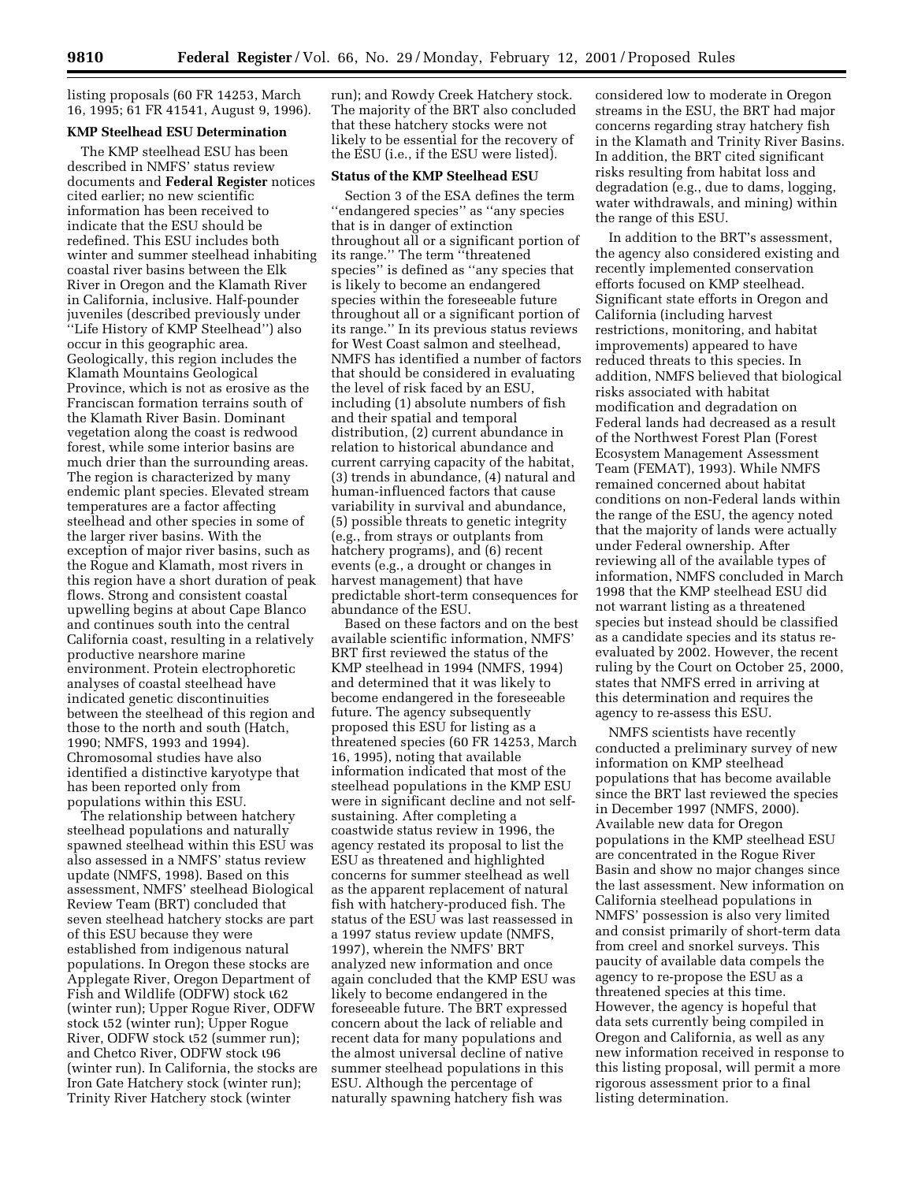listing proposals (60 FR 14253, March 16, 1995; 61 FR 41541, August 9, 1996).

**KMP Steelhead ESU Determination**

The KMP steelhead ESU has been described in NMFS' status review documents and **Federal Register** notices cited earlier; no new scientific information has been received to indicate that the ESU should be redefined. This ESU includes both winter and summer steelhead inhabiting coastal river basins between the Elk River in Oregon and the Klamath River in California, inclusive. Half-pounder juveniles (described previously under ''Life History of KMP Steelhead'') also occur in this geographic area. Geologically, this region includes the Klamath Mountains Geological Province, which is not as erosive as the Franciscan formation terrains south of the Klamath River Basin. Dominant vegetation along the coast is redwood forest, while some interior basins are much drier than the surrounding areas. The region is characterized by many endemic plant species. Elevated stream temperatures are a factor affecting steelhead and other species in some of the larger river basins. With the exception of major river basins, such as the Rogue and Klamath, most rivers in this region have a short duration of peak flows. Strong and consistent coastal upwelling begins at about Cape Blanco and continues south into the central California coast, resulting in a relatively productive nearshore marine environment. Protein electrophoretic analyses of coastal steelhead have indicated genetic discontinuities between the steelhead of this region and those to the north and south (Hatch, 1990; NMFS, 1993 and 1994). Chromosomal studies have also identified a distinctive karyotype that has been reported only from populations within this ESU.

The relationship between hatchery steelhead populations and naturally spawned steelhead within this ESU was also assessed in a NMFS' status review update (NMFS, 1998). Based on this assessment, NMFS' steelhead Biological Review Team (BRT) concluded that seven steelhead hatchery stocks are part of this ESU because they were established from indigenous natural populations. In Oregon these stocks are Applegate River, Oregon Department of Fish and Wildlife (ODFW) stock ι62 (winter run); Upper Rogue River, ODFW stock ι52 (winter run); Upper Rogue River, ODFW stock ι52 (summer run); and Chetco River, ODFW stock ι96 (winter run). In California, the stocks are Iron Gate Hatchery stock (winter run); Trinity River Hatchery stock (winter run); and Rowdy Creek Hatchery stock. The majority of the BRT also concluded that these hatchery stocks were not likely to be essential for the recovery of the ESU (i.e., if the ESU were listed).

**Status of the KMP Steelhead ESU**

Section 3 of the ESA defines the term ''endangered species'' as ''any species that is in danger of extinction throughout all or a significant portion of its range.'' The term ''threatened species'' is defined as ''any species that is likely to become an endangered species within the foreseeable future throughout all or a significant portion of its range.'' In its previous status reviews for West Coast salmon and steelhead, NMFS has identified a number of factors that should be considered in evaluating the level of risk faced by an ESU, including (1) absolute numbers of fish and their spatial and temporal distribution, (2) current abundance in relation to historical abundance and current carrying capacity of the habitat, (3) trends in abundance, (4) natural and human-influenced factors that cause variability in survival and abundance, (5) possible threats to genetic integrity (e.g., from strays or outplants from hatchery programs), and (6) recent events (e.g., a drought or changes in harvest management) that have predictable short-term consequences for abundance of the ESU.

Based on these factors and on the best available scientific information, NMFS' BRT first reviewed the status of the KMP steelhead in 1994 (NMFS, 1994) and determined that it was likely to become endangered in the foreseeable future. The agency subsequently proposed this ESU for listing as a threatened species (60 FR 14253, March 16, 1995), noting that available information indicated that most of the steelhead populations in the KMP ESU were in significant decline and not self-sustaining. After completing a coastwide status review in 1996, the agency restated its proposal to list the ESU as threatened and highlighted concerns for summer steelhead as well as the apparent replacement of natural fish with hatchery-produced fish. The status of the ESU was last reassessed in a 1997 status review update (NMFS, 1997), wherein the NMFS' BRT analyzed new information and once again concluded that the KMP ESU was likely to become endangered in the foreseeable future. The BRT expressed concern about the lack of reliable and recent data for many populations and the almost universal decline of native summer steelhead populations in this ESU. Although the percentage of naturally spawning hatchery fish was considered low to moderate in Oregon streams in the ESU, the BRT had major concerns regarding stray hatchery fish in the Klamath and Trinity River Basins. In addition, the BRT cited significant risks resulting from habitat loss and degradation (e.g., due to dams, logging, water withdrawals, and mining) within the range of this ESU.

In addition to the BRT's assessment, the agency also considered existing and recently implemented conservation efforts focused on KMP steelhead. Significant state efforts in Oregon and California (including harvest restrictions, monitoring, and habitat improvements) appeared to have reduced threats to this species. In addition, NMFS believed that biological risks associated with habitat modification and degradation on Federal lands had decreased as a result of the Northwest Forest Plan (Forest Ecosystem Management Assessment Team (FEMAT), 1993). While NMFS remained concerned about habitat conditions on non-Federal lands within the range of the ESU, the agency noted that the majority of lands were actually under Federal ownership. After reviewing all of the available types of information, NMFS concluded in March 1998 that the KMP steelhead ESU did not warrant listing as a threatened species but instead should be classified as a candidate species and its status re-evaluated by 2002. However, the recent ruling by the Court on October 25, 2000, states that NMFS erred in arriving at this determination and requires the agency to re-assess this ESU.

NMFS scientists have recently conducted a preliminary survey of new information on KMP steelhead populations that has become available since the BRT last reviewed the species in December 1997 (NMFS, 2000). Available new data for Oregon populations in the KMP steelhead ESU are concentrated in the Rogue River Basin and show no major changes since the last assessment. New information on California steelhead populations in NMFS' possession is also very limited and consist primarily of short-term data from creel and snorkel surveys. This paucity of available data compels the agency to re-propose the ESU as a threatened species at this time. However, the agency is hopeful that data sets currently being compiled in Oregon and California, as well as any new information received in response to this listing proposal, will permit a more rigorous assessment prior to a final listing determination.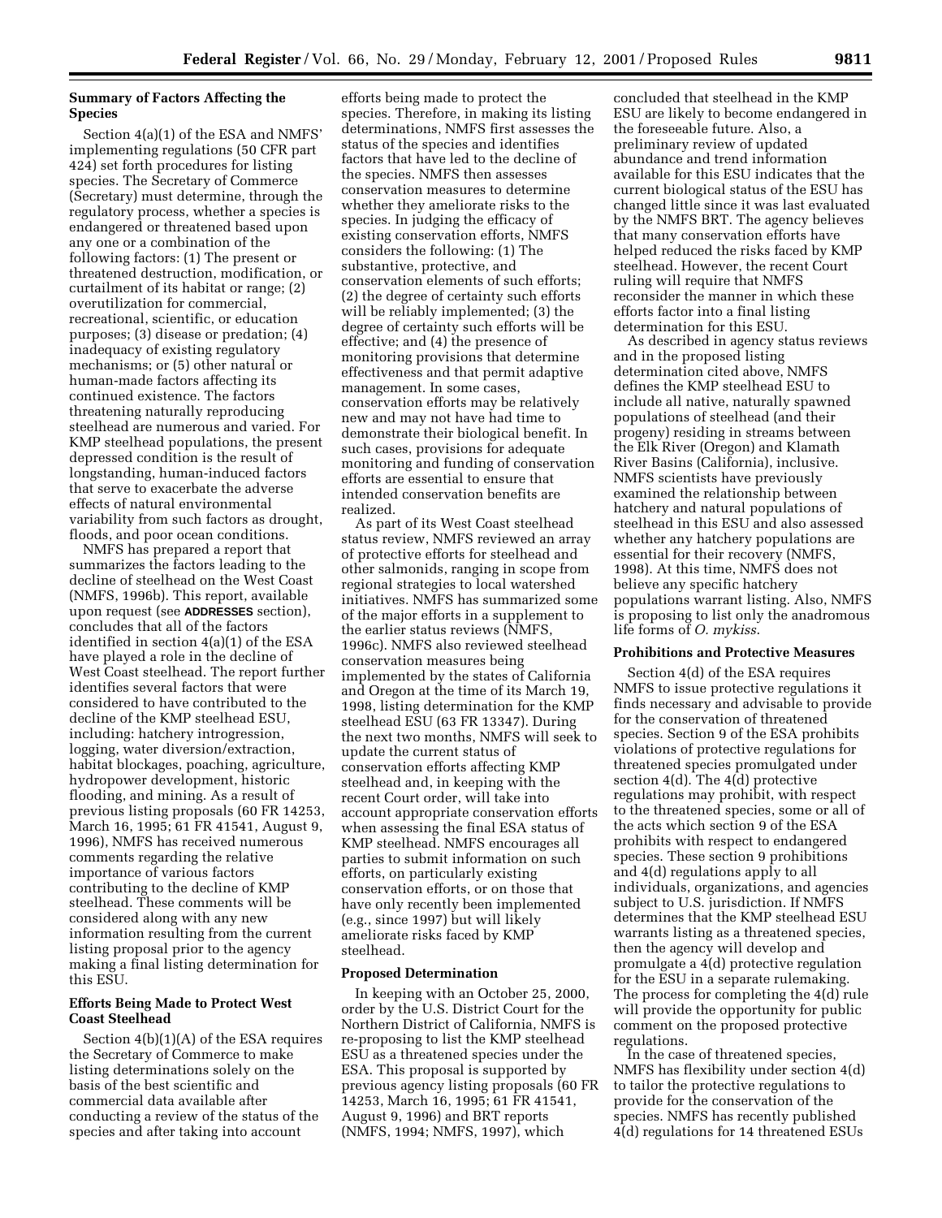### Summary of Factors Affecting the Species

Section 4(a)(1) of the ESA and NMFS' implementing regulations (50 CFR part 424) set forth procedures for listing species. The Secretary of Commerce (Secretary) must determine, through the regulatory process, whether a species is endangered or threatened based upon any one or a combination of the following factors: (1) The present or threatened destruction, modification, or curtailment of its habitat or range; (2) overutilization for commercial, recreational, scientific, or education purposes; (3) disease or predation; (4) inadequacy of existing regulatory mechanisms; or (5) other natural or human-made factors affecting its continued existence. The factors threatening naturally reproducing steelhead are numerous and varied. For KMP steelhead populations, the present depressed condition is the result of longstanding, human-induced factors that serve to exacerbate the adverse effects of natural environmental variability from such factors as drought, floods, and poor ocean conditions.

NMFS has prepared a report that summarizes the factors leading to the decline of steelhead on the West Coast (NMFS, 1996b). This report, available upon request (see **ADDRESSES** section), concludes that all of the factors identified in section 4(a)(1) of the ESA have played a role in the decline of West Coast steelhead. The report further identifies several factors that were considered to have contributed to the decline of the KMP steelhead ESU, including: hatchery introgression, logging, water diversion/extraction, habitat blockages, poaching, agriculture, hydropower development, historic flooding, and mining. As a result of previous listing proposals (60 FR 14253, March 16, 1995; 61 FR 41541, August 9, 1996), NMFS has received numerous comments regarding the relative importance of various factors contributing to the decline of KMP steelhead. These comments will be considered along with any new information resulting from the current listing proposal prior to the agency making a final listing determination for this ESU.

### Efforts Being Made to Protect West Coast Steelhead

Section 4(b)(1)(A) of the ESA requires the Secretary of Commerce to make listing determinations solely on the basis of the best scientific and commercial data available after conducting a review of the status of the species and after taking into account efforts being made to protect the species. Therefore, in making its listing determinations, NMFS first assesses the status of the species and identifies factors that have led to the decline of the species. NMFS then assesses conservation measures to determine whether they ameliorate risks to the species. In judging the efficacy of existing conservation efforts, NMFS considers the following: (1) The substantive, protective, and conservation elements of such efforts; (2) the degree of certainty such efforts will be reliably implemented; (3) the degree of certainty such efforts will be effective; and (4) the presence of monitoring provisions that determine effectiveness and that permit adaptive management. In some cases, conservation efforts may be relatively new and may not have had time to demonstrate their biological benefit. In such cases, provisions for adequate monitoring and funding of conservation efforts are essential to ensure that intended conservation benefits are realized.

As part of its West Coast steelhead status review, NMFS reviewed an array of protective efforts for steelhead and other salmonids, ranging in scope from regional strategies to local watershed initiatives. NMFS has summarized some of the major efforts in a supplement to the earlier status reviews (NMFS, 1996c). NMFS also reviewed steelhead conservation measures being implemented by the states of California and Oregon at the time of its March 19, 1998, listing determination for the KMP steelhead ESU (63 FR 13347). During the next two months, NMFS will seek to update the current status of conservation efforts affecting KMP steelhead and, in keeping with the recent Court order, will take into account appropriate conservation efforts when assessing the final ESA status of KMP steelhead. NMFS encourages all parties to submit information on such efforts, on particularly existing conservation efforts, or on those that have only recently been implemented (e.g., since 1997) but will likely ameliorate risks faced by KMP steelhead.

### Proposed Determination

In keeping with an October 25, 2000, order by the U.S. District Court for the Northern District of California, NMFS is re-proposing to list the KMP steelhead ESU as a threatened species under the ESA. This proposal is supported by previous agency listing proposals (60 FR 14253, March 16, 1995; 61 FR 41541, August 9, 1996) and BRT reports (NMFS, 1994; NMFS, 1997), which concluded that steelhead in the KMP ESU are likely to become endangered in the foreseeable future. Also, a preliminary review of updated abundance and trend information available for this ESU indicates that the current biological status of the ESU has changed little since it was last evaluated by the NMFS BRT. The agency believes that many conservation efforts have helped reduced the risks faced by KMP steelhead. However, the recent Court ruling will require that NMFS reconsider the manner in which these efforts factor into a final listing determination for this ESU.

As described in agency status reviews and in the proposed listing determination cited above, NMFS defines the KMP steelhead ESU to include all native, naturally spawned populations of steelhead (and their progeny) residing in streams between the Elk River (Oregon) and Klamath River Basins (California), inclusive. NMFS scientists have previously examined the relationship between hatchery and natural populations of steelhead in this ESU and also assessed whether any hatchery populations are essential for their recovery (NMFS, 1998). At this time, NMFS does not believe any specific hatchery populations warrant listing. Also, NMFS is proposing to list only the anadromous life forms of *O. mykiss*.

### Prohibitions and Protective Measures

Section 4(d) of the ESA requires NMFS to issue protective regulations it finds necessary and advisable to provide for the conservation of threatened species. Section 9 of the ESA prohibits violations of protective regulations for threatened species promulgated under section 4(d). The 4(d) protective regulations may prohibit, with respect to the threatened species, some or all of the acts which section 9 of the ESA prohibits with respect to endangered species. These section 9 prohibitions and 4(d) regulations apply to all individuals, organizations, and agencies subject to U.S. jurisdiction. If NMFS determines that the KMP steelhead ESU warrants listing as a threatened species, then the agency will develop and promulgate a 4(d) protective regulation for the ESU in a separate rulemaking. The process for completing the 4(d) rule will provide the opportunity for public comment on the proposed protective regulations.

In the case of threatened species, NMFS has flexibility under section 4(d) to tailor the protective regulations to provide for the conservation of the species. NMFS has recently published 4(d) regulations for 14 threatened ESUs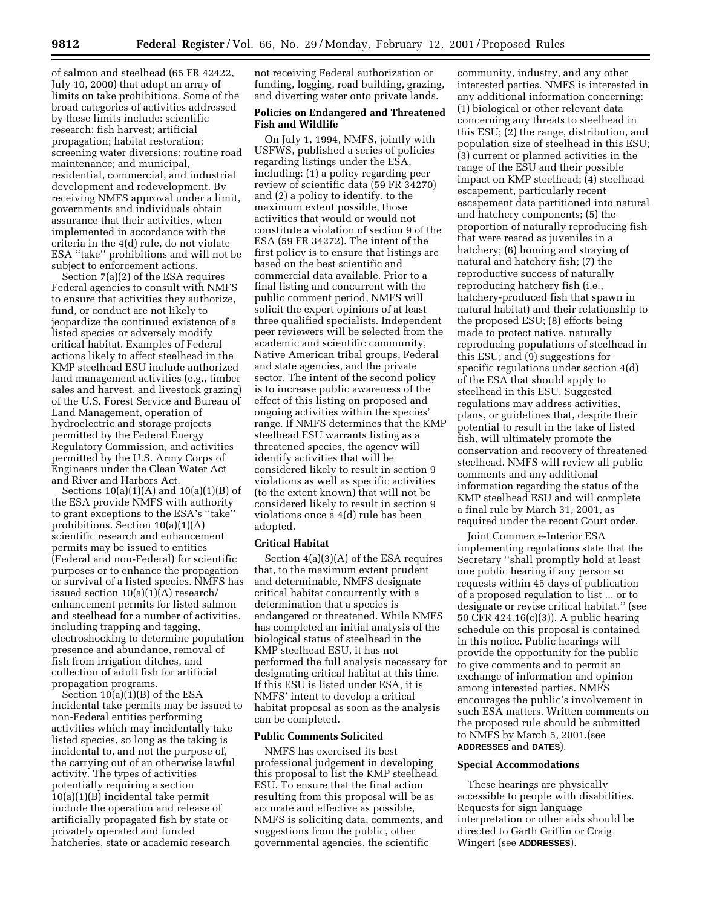of salmon and steelhead (65 FR 42422, July 10, 2000) that adopt an array of limits on take prohibitions. Some of the broad categories of activities addressed by these limits include: scientific research; fish harvest; artificial propagation; habitat restoration; screening water diversions; routine road maintenance; and municipal, residential, commercial, and industrial development and redevelopment. By receiving NMFS approval under a limit, governments and individuals obtain assurance that their activities, when implemented in accordance with the criteria in the 4(d) rule, do not violate ESA ''take'' prohibitions and will not be subject to enforcement actions.

Section 7(a)(2) of the ESA requires Federal agencies to consult with NMFS to ensure that activities they authorize, fund, or conduct are not likely to jeopardize the continued existence of a listed species or adversely modify critical habitat. Examples of Federal actions likely to affect steelhead in the KMP steelhead ESU include authorized land management activities (e.g., timber sales and harvest, and livestock grazing) of the U.S. Forest Service and Bureau of Land Management, operation of hydroelectric and storage projects permitted by the Federal Energy Regulatory Commission, and activities permitted by the U.S. Army Corps of Engineers under the Clean Water Act and River and Harbors Act.

Sections 10(a)(1)(A) and 10(a)(1)(B) of the ESA provide NMFS with authority to grant exceptions to the ESA's ''take'' prohibitions. Section 10(a)(1)(A) scientific research and enhancement permits may be issued to entities (Federal and non-Federal) for scientific purposes or to enhance the propagation or survival of a listed species. NMFS has issued section 10(a)(1)(A) research/enhancement permits for listed salmon and steelhead for a number of activities, including trapping and tagging, electroshocking to determine population presence and abundance, removal of fish from irrigation ditches, and collection of adult fish for artificial propagation programs.

Section 10(a)(1)(B) of the ESA incidental take permits may be issued to non-Federal entities performing activities which may incidentally take listed species, so long as the taking is incidental to, and not the purpose of, the carrying out of an otherwise lawful activity. The types of activities potentially requiring a section 10(a)(1)(B) incidental take permit include the operation and release of artificially propagated fish by state or privately operated and funded hatcheries, state or academic research not receiving Federal authorization or funding, logging, road building, grazing, and diverting water onto private lands.

**Policies on Endangered and Threatened Fish and Wildlife**

On July 1, 1994, NMFS, jointly with USFWS, published a series of policies regarding listings under the ESA, including: (1) a policy regarding peer review of scientific data (59 FR 34270) and (2) a policy to identify, to the maximum extent possible, those activities that would or would not constitute a violation of section 9 of the ESA (59 FR 34272). The intent of the first policy is to ensure that listings are based on the best scientific and commercial data available. Prior to a final listing and concurrent with the public comment period, NMFS will solicit the expert opinions of at least three qualified specialists. Independent peer reviewers will be selected from the academic and scientific community, Native American tribal groups, Federal and state agencies, and the private sector. The intent of the second policy is to increase public awareness of the effect of this listing on proposed and ongoing activities within the species' range. If NMFS determines that the KMP steelhead ESU warrants listing as a threatened species, the agency will identify activities that will be considered likely to result in section 9 violations as well as specific activities (to the extent known) that will not be considered likely to result in section 9 violations once a 4(d) rule has been adopted.

**Critical Habitat**

Section 4(a)(3)(A) of the ESA requires that, to the maximum extent prudent and determinable, NMFS designate critical habitat concurrently with a determination that a species is endangered or threatened. While NMFS has completed an initial analysis of the biological status of steelhead in the KMP steelhead ESU, it has not performed the full analysis necessary for designating critical habitat at this time. If this ESU is listed under ESA, it is NMFS' intent to develop a critical habitat proposal as soon as the analysis can be completed.

**Public Comments Solicited**

NMFS has exercised its best professional judgement in developing this proposal to list the KMP steelhead ESU. To ensure that the final action resulting from this proposal will be as accurate and effective as possible, NMFS is soliciting data, comments, and suggestions from the public, other governmental agencies, the scientific community, industry, and any other interested parties. NMFS is interested in any additional information concerning: (1) biological or other relevant data concerning any threats to steelhead in this ESU; (2) the range, distribution, and population size of steelhead in this ESU; (3) current or planned activities in the range of the ESU and their possible impact on KMP steelhead; (4) steelhead escapement, particularly recent escapement data partitioned into natural and hatchery components; (5) the proportion of naturally reproducing fish that were reared as juveniles in a hatchery; (6) homing and straying of natural and hatchery fish; (7) the reproductive success of naturally reproducing hatchery fish (i.e., hatchery-produced fish that spawn in natural habitat) and their relationship to the proposed ESU; (8) efforts being made to protect native, naturally reproducing populations of steelhead in this ESU; and (9) suggestions for specific regulations under section 4(d) of the ESA that should apply to steelhead in this ESU. Suggested regulations may address activities, plans, or guidelines that, despite their potential to result in the take of listed fish, will ultimately promote the conservation and recovery of threatened steelhead. NMFS will review all public comments and any additional information regarding the status of the KMP steelhead ESU and will complete a final rule by March 31, 2001, as required under the recent Court order.

Joint Commerce-Interior ESA implementing regulations state that the Secretary ''shall promptly hold at least one public hearing if any person so requests within 45 days of publication of a proposed regulation to list ... or to designate or revise critical habitat.'' (see 50 CFR 424.16(c)(3)). A public hearing schedule on this proposal is contained in this notice. Public hearings will provide the opportunity for the public to give comments and to permit an exchange of information and opinion among interested parties. NMFS encourages the public's involvement in such ESA matters. Written comments on the proposed rule should be submitted to NMFS by March 5, 2001.(see **ADDRESSES** and **DATES**).

**Special Accommodations**

These hearings are physically accessible to people with disabilities. Requests for sign language interpretation or other aids should be directed to Garth Griffin or Craig Wingert (see **ADDRESSES**).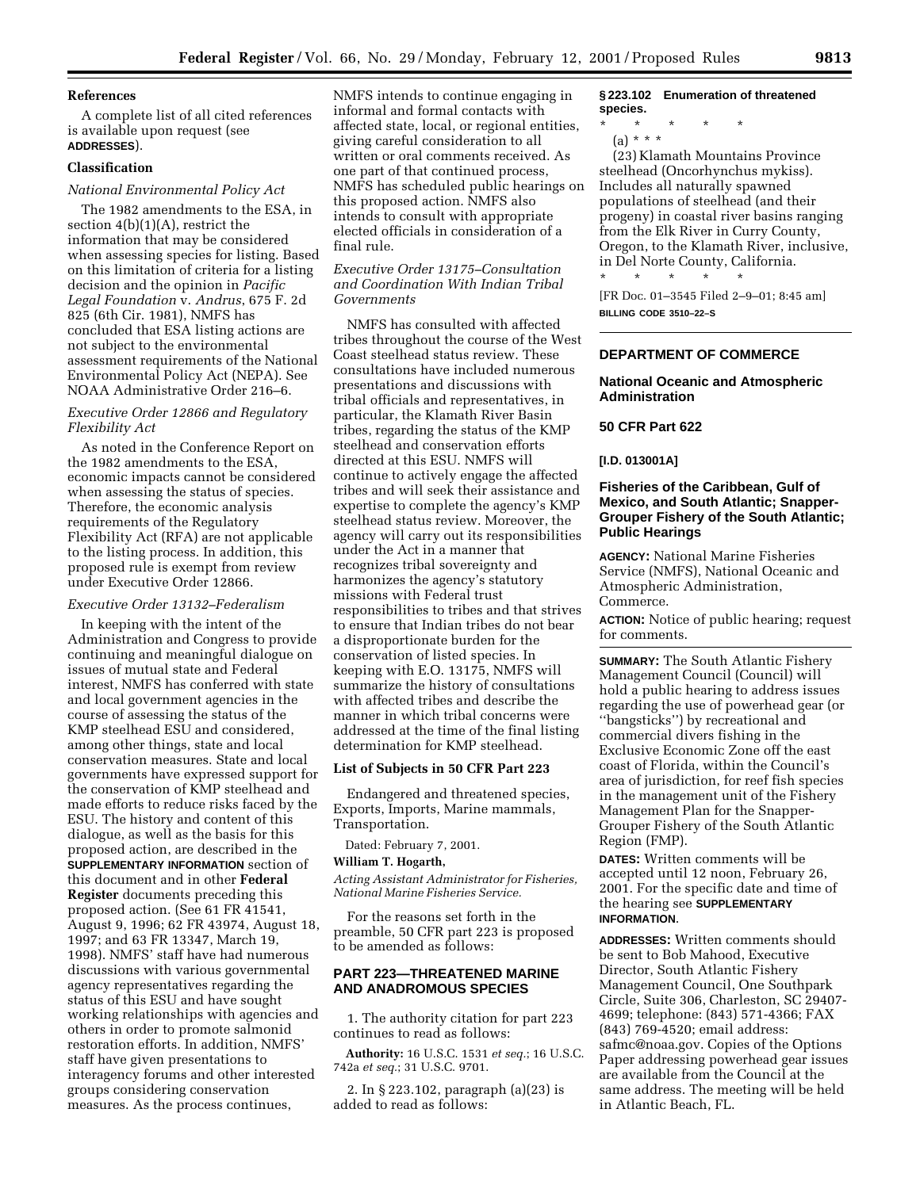**References**

A complete list of all cited references is available upon request (see **ADDRESSES**).

**Classification**

*National Environmental Policy Act*

The 1982 amendments to the ESA, in section 4(b)(1)(A), restrict the information that may be considered when assessing species for listing. Based on this limitation of criteria for a listing decision and the opinion in *Pacific Legal Foundation* v. *Andrus*, 675 F. 2d 825 (6th Cir. 1981), NMFS has concluded that ESA listing actions are not subject to the environmental assessment requirements of the National Environmental Policy Act (NEPA). See NOAA Administrative Order 216–6.

*Executive Order 12866 and Regulatory Flexibility Act*

As noted in the Conference Report on the 1982 amendments to the ESA, economic impacts cannot be considered when assessing the status of species. Therefore, the economic analysis requirements of the Regulatory Flexibility Act (RFA) are not applicable to the listing process. In addition, this proposed rule is exempt from review under Executive Order 12866.

*Executive Order 13132–Federalism*

In keeping with the intent of the Administration and Congress to provide continuing and meaningful dialogue on issues of mutual state and Federal interest, NMFS has conferred with state and local government agencies in the course of assessing the status of the KMP steelhead ESU and considered, among other things, state and local conservation measures. State and local governments have expressed support for the conservation of KMP steelhead and made efforts to reduce risks faced by the ESU. The history and content of this dialogue, as well as the basis for this proposed action, are described in the **SUPPLEMENTARY INFORMATION** section of this document and in other **Federal Register** documents preceding this proposed action. (See 61 FR 41541, August 9, 1996; 62 FR 43974, August 18, 1997; and 63 FR 13347, March 19, 1998). NMFS' staff have had numerous discussions with various governmental agency representatives regarding the status of this ESU and have sought working relationships with agencies and others in order to promote salmonid restoration efforts. In addition, NMFS' staff have given presentations to interagency forums and other interested groups considering conservation measures. As the process continues, NMFS intends to continue engaging in informal and formal contacts with affected state, local, or regional entities, giving careful consideration to all written or oral comments received. As one part of that continued process, NMFS has scheduled public hearings on this proposed action. NMFS also intends to consult with appropriate elected officials in consideration of a final rule.

*Executive Order 13175–Consultation and Coordination With Indian Tribal Governments*

NMFS has consulted with affected tribes throughout the course of the West Coast steelhead status review. These consultations have included numerous presentations and discussions with tribal officials and representatives, in particular, the Klamath River Basin tribes, regarding the status of the KMP steelhead and conservation efforts directed at this ESU. NMFS will continue to actively engage the affected tribes and will seek their assistance and expertise to complete the agency's KMP steelhead status review. Moreover, the agency will carry out its responsibilities under the Act in a manner that recognizes tribal sovereignty and harmonizes the agency's statutory missions with Federal trust responsibilities to tribes and that strives to ensure that Indian tribes do not bear a disproportionate burden for the conservation of listed species. In keeping with E.O. 13175, NMFS will summarize the history of consultations with affected tribes and describe the manner in which tribal concerns were addressed at the time of the final listing determination for KMP steelhead.

**List of Subjects in 50 CFR Part 223**

Endangered and threatened species, Exports, Imports, Marine mammals, Transportation.

Dated: February 7, 2001.

**William T. Hogarth,**

*Acting Assistant Administrator for Fisheries, National Marine Fisheries Service.*

For the reasons set forth in the preamble, 50 CFR part 223 is proposed to be amended as follows:

## PART 223—THREATENED MARINE AND ANADROMOUS SPECIES

1. The authority citation for part 223 continues to read as follows:

**Authority:** 16 U.S.C. 1531 *et seq.*; 16 U.S.C. 742a *et seq.*; 31 U.S.C. 9701.

2. In § 223.102, paragraph (a)(23) is added to read as follows:

**§ 223.102 Enumeration of threatened species.**

\* \* \* \* \*

(a) \* \* \*

(23) Klamath Mountains Province steelhead (Oncorhynchus mykiss). Includes all naturally spawned populations of steelhead (and their progeny) in coastal river basins ranging from the Elk River in Curry County, Oregon, to the Klamath River, inclusive, in Del Norte County, California.

\* \* \* \* \*

[FR Doc. 01–3545 Filed 2–9–01; 8:45 am]

**BILLING CODE 3510–22–S**

---

## DEPARTMENT OF COMMERCE

### National Oceanic and Atmospheric Administration

### 50 CFR Part 622

**[I.D. 013001A]**

### Fisheries of the Caribbean, Gulf of Mexico, and South Atlantic; Snapper-Grouper Fishery of the South Atlantic; Public Hearings

**AGENCY:** National Marine Fisheries Service (NMFS), National Oceanic and Atmospheric Administration, Commerce.

**ACTION:** Notice of public hearing; request for comments.

**SUMMARY:** The South Atlantic Fishery Management Council (Council) will hold a public hearing to address issues regarding the use of powerhead gear (or ''bangsticks'') by recreational and commercial divers fishing in the Exclusive Economic Zone off the east coast of Florida, within the Council's area of jurisdiction, for reef fish species in the management unit of the Fishery Management Plan for the Snapper-Grouper Fishery of the South Atlantic Region (FMP).

**DATES:** Written comments will be accepted until 12 noon, February 26, 2001. For the specific date and time of the hearing see **SUPPLEMENTARY INFORMATION**.

**ADDRESSES:** Written comments should be sent to Bob Mahood, Executive Director, South Atlantic Fishery Management Council, One Southpark Circle, Suite 306, Charleston, SC 29407-4699; telephone: (843) 571-4366; FAX (843) 769-4520; email address: safmc@noaa.gov. Copies of the Options Paper addressing powerhead gear issues are available from the Council at the same address. The meeting will be held in Atlantic Beach, FL.